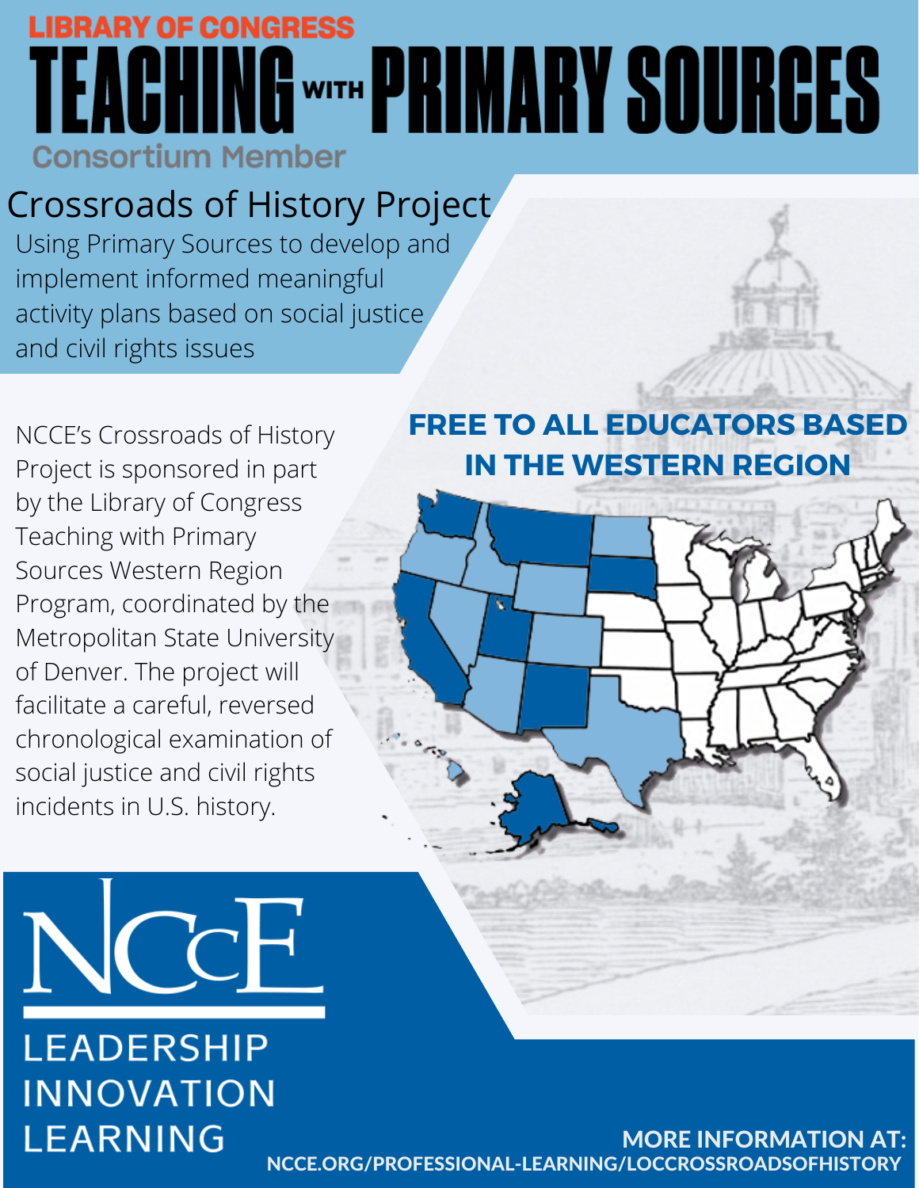LIBRARY OF CONGRESS

# TEACHING WITH PRIMARY SOURCES

Consortium Member

## Crossroads of History Project

Using Primary Sources to develop and implement informed meaningful activity plans based on social justice and civil rights issues

NCCE's Crossroads of History Project is sponsored in part by the Library of Congress Teaching with Primary Sources Western Region Program, coordinated by the Metropolitan State University of Denver. The project will facilitate a careful, reversed chronological examination of social justice and civil rights incidents in U.S. history.

**FREE TO ALL EDUCATORS BASED IN THE WESTERN REGION**

NCCE

LEADERSHIP
INNOVATION
LEARNING

**MORE INFORMATION AT:**
**NCCE.ORG/PROFESSIONAL-LEARNING/LOCCROSSROADSOFHISTORY**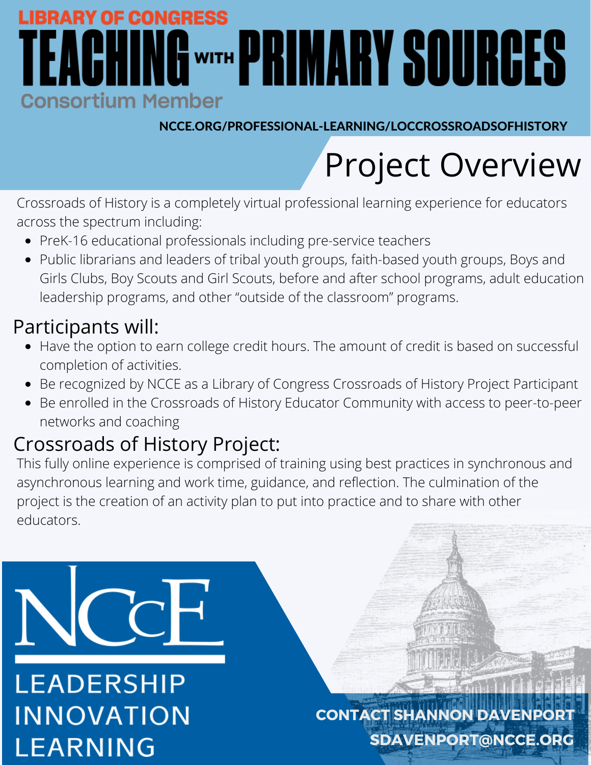LIBRARY OF CONGRESS

# TEACHING WITH PRIMARY SOURCES

Consortium Member

NCCE.ORG/PROFESSIONAL-LEARNING/LOCCROSSROADSOFHISTORY

# Project Overview

Crossroads of History is a completely virtual professional learning experience for educators across the spectrum including:

- PreK-16 educational professionals including pre-service teachers
- Public librarians and leaders of tribal youth groups, faith-based youth groups, Boys and Girls Clubs, Boy Scouts and Girl Scouts, before and after school programs, adult education leadership programs, and other "outside of the classroom" programs.

## Participants will:

- Have the option to earn college credit hours. The amount of credit is based on successful completion of activities.
- Be recognized by NCCE as a Library of Congress Crossroads of History Project Participant
- Be enrolled in the Crossroads of History Educator Community with access to peer-to-peer networks and coaching

## Crossroads of History Project:

This fully online experience is comprised of training using best practices in synchronous and asynchronous learning and work time, guidance, and reflection. The culmination of the project is the creation of an activity plan to put into practice and to share with other educators.

NCCE

LEADERSHIP
INNOVATION
LEARNING

CONTACT SHANNON DAVENPORT
SDAVENPORT@NCCE.ORG